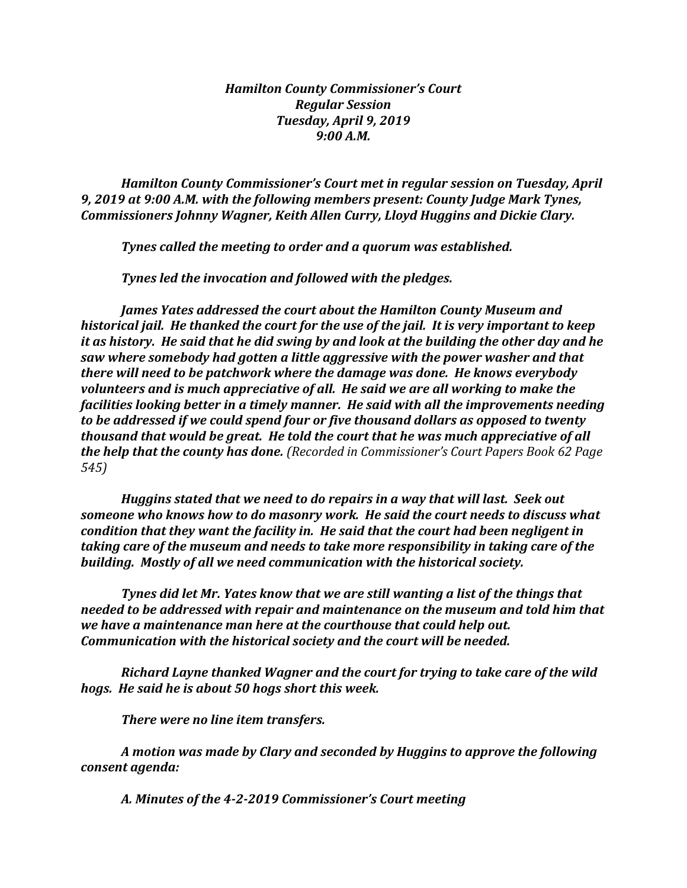***Hamilton County Commissioner's Court***
***Regular Session***
***Tuesday, April 9, 2019***
***9:00 A.M.***

***Hamilton County Commissioner's Court met in regular session on Tuesday, April 9, 2019 at 9:00 A.M. with the following members present: County Judge Mark Tynes, Commissioners Johnny Wagner, Keith Allen Curry, Lloyd Huggins and Dickie Clary.***

***Tynes called the meeting to order and a quorum was established.***

***Tynes led the invocation and followed with the pledges.***

***James Yates addressed the court about the Hamilton County Museum and historical jail. He thanked the court for the use of the jail. It is very important to keep it as history. He said that he did swing by and look at the building the other day and he saw where somebody had gotten a little aggressive with the power washer and that there will need to be patchwork where the damage was done. He knows everybody volunteers and is much appreciative of all. He said we are all working to make the facilities looking better in a timely manner. He said with all the improvements needing to be addressed if we could spend four or five thousand dollars as opposed to twenty thousand that would be great. He told the court that he was much appreciative of all the help that the county has done.*** *(Recorded in Commissioner's Court Papers Book 62 Page 545)*

***Huggins stated that we need to do repairs in a way that will last. Seek out someone who knows how to do masonry work. He said the court needs to discuss what condition that they want the facility in. He said that the court had been negligent in taking care of the museum and needs to take more responsibility in taking care of the building. Mostly of all we need communication with the historical society.***

***Tynes did let Mr. Yates know that we are still wanting a list of the things that needed to be addressed with repair and maintenance on the museum and told him that we have a maintenance man here at the courthouse that could help out. Communication with the historical society and the court will be needed.***

***Richard Layne thanked Wagner and the court for trying to take care of the wild hogs. He said he is about 50 hogs short this week.***

***There were no line item transfers.***

***A motion was made by Clary and seconded by Huggins to approve the following consent agenda:***

***A. Minutes of the 4-2-2019 Commissioner's Court meeting***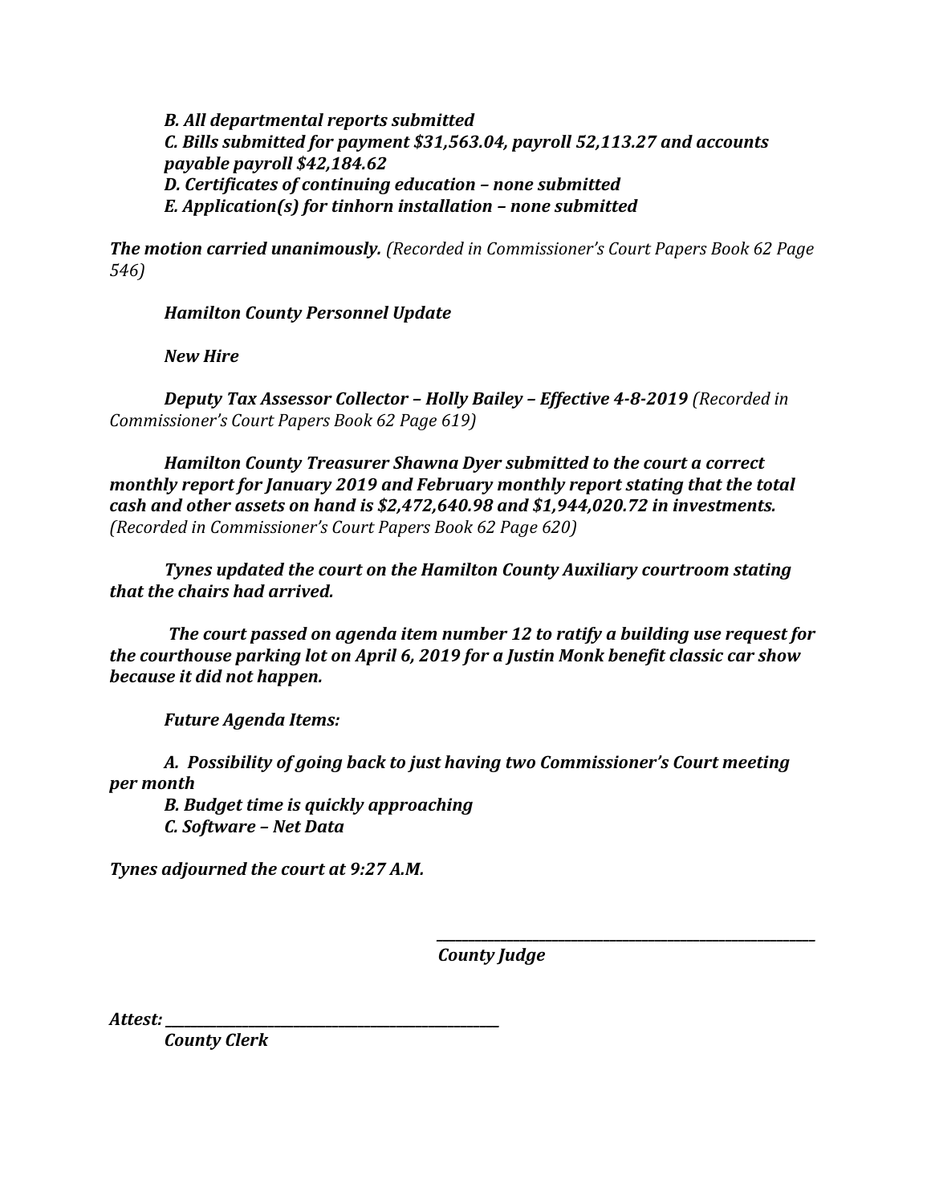*B. All departmental reports submitted*
*C. Bills submitted for payment $31,563.04, payroll 52,113.27 and accounts payable payroll $42,184.62*
*D. Certificates of continuing education – none submitted*
*E. Application(s) for tinhorn installation – none submitted*

***The motion carried unanimously.*** *(Recorded in Commissioner's Court Papers Book 62 Page 546)*

***Hamilton County Personnel Update***

***New Hire***

***Deputy Tax Assessor Collector – Holly Bailey – Effective 4-8-2019*** *(Recorded in Commissioner's Court Papers Book 62 Page 619)*

***Hamilton County Treasurer Shawna Dyer submitted to the court a correct monthly report for January 2019 and February monthly report stating that the total cash and other assets on hand is $2,472,640.98 and $1,944,020.72 in investments.*** *(Recorded in Commissioner's Court Papers Book 62 Page 620)*

***Tynes updated the court on the Hamilton County Auxiliary courtroom stating that the chairs had arrived.***

***The court passed on agenda item number 12 to ratify a building use request for the courthouse parking lot on April 6, 2019 for a Justin Monk benefit classic car show because it did not happen.***

***Future Agenda Items:***

***A. Possibility of going back to just having two Commissioner's Court meeting per month***
***B. Budget time is quickly approaching***
***C. Software – Net Data***

***Tynes adjourned the court at 9:27 A.M.***

\_\_\_\_\_\_\_\_\_\_\_\_\_\_\_\_\_\_\_\_\_\_\_\_\_\_\_\_\_\_\_\_\_\_\_\_\_\_
***County Judge***

***Attest:*** \_\_\_\_\_\_\_\_\_\_\_\_\_\_\_\_\_\_\_\_\_\_\_\_\_\_\_\_\_\_\_\_\_\_\_\_\_\_
***County Clerk***